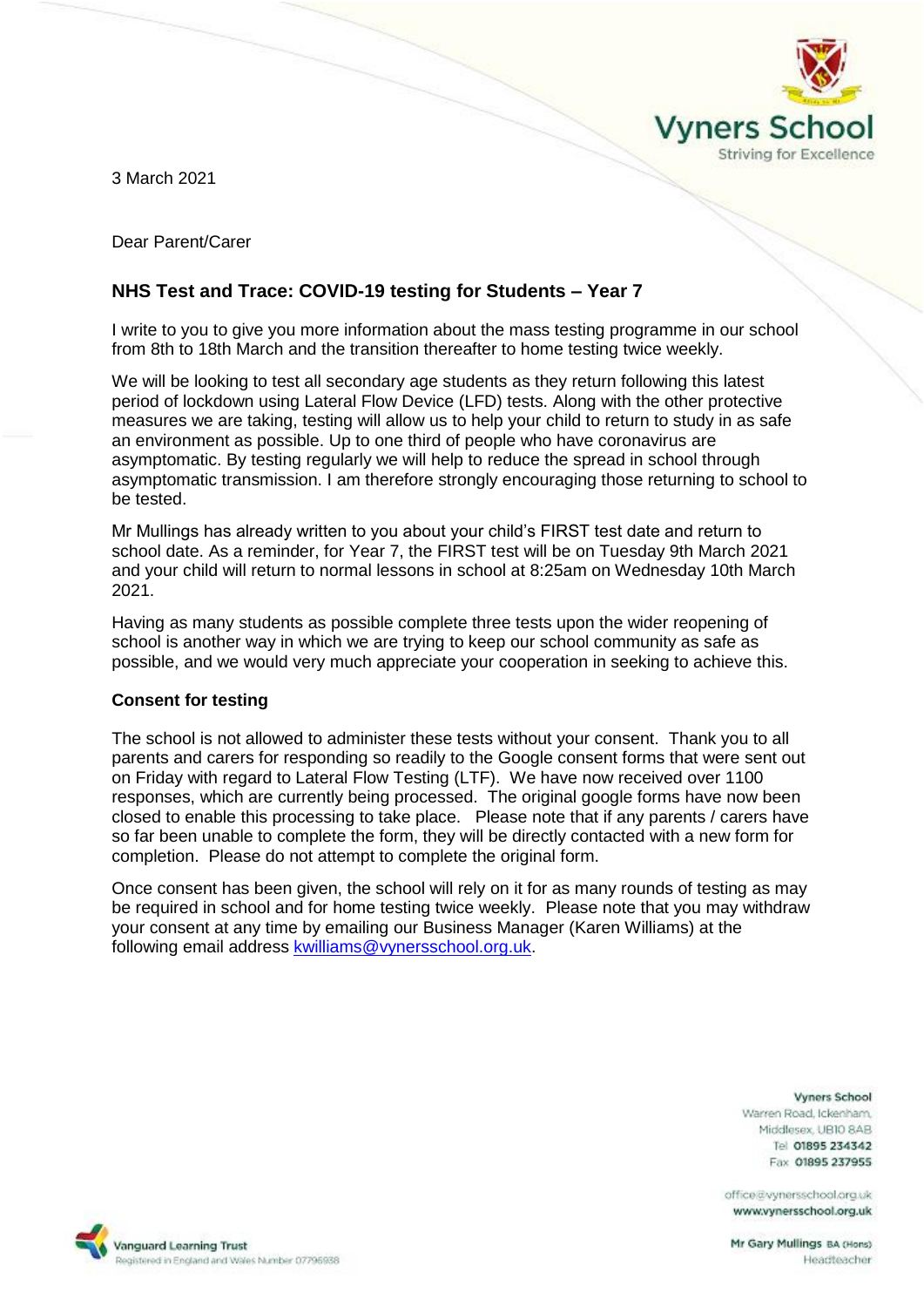Vyners School
Striving for Excellence

3 March 2021

Dear Parent/Carer

## NHS Test and Trace: COVID-19 testing for Students – Year 7

I write to you to give you more information about the mass testing programme in our school from 8th to 18th March and the transition thereafter to home testing twice weekly.

We will be looking to test all secondary age students as they return following this latest period of lockdown using Lateral Flow Device (LFD) tests. Along with the other protective measures we are taking, testing will allow us to help your child to return to study in as safe an environment as possible. Up to one third of people who have coronavirus are asymptomatic. By testing regularly we will help to reduce the spread in school through asymptomatic transmission. I am therefore strongly encouraging those returning to school to be tested.

Mr Mullings has already written to you about your child's FIRST test date and return to school date. As a reminder, for Year 7, the FIRST test will be on Tuesday 9th March 2021 and your child will return to normal lessons in school at 8:25am on Wednesday 10th March 2021.

Having as many students as possible complete three tests upon the wider reopening of school is another way in which we are trying to keep our school community as safe as possible, and we would very much appreciate your cooperation in seeking to achieve this.

### Consent for testing

The school is not allowed to administer these tests without your consent. Thank you to all parents and carers for responding so readily to the Google consent forms that were sent out on Friday with regard to Lateral Flow Testing (LTF). We have now received over 1100 responses, which are currently being processed. The original google forms have now been closed to enable this processing to take place. Please note that if any parents / carers have so far been unable to complete the form, they will be directly contacted with a new form for completion. Please do not attempt to complete the original form.

Once consent has been given, the school will rely on it for as many rounds of testing as may be required in school and for home testing twice weekly. Please note that you may withdraw your consent at any time by emailing our Business Manager (Karen Williams) at the following email address kwilliams@vynersschool.org.uk.

Vyners School
Warren Road, Ickenham,
Middlesex, UB10 8AB
Tel 01895 234342
Fax 01895 237955

office@vynersschool.org.uk
www.vynersschool.org.uk

Mr Gary Mullings BA (Hons)
Headteacher

Vanguard Learning Trust
Registered in England and Wales Number 07796938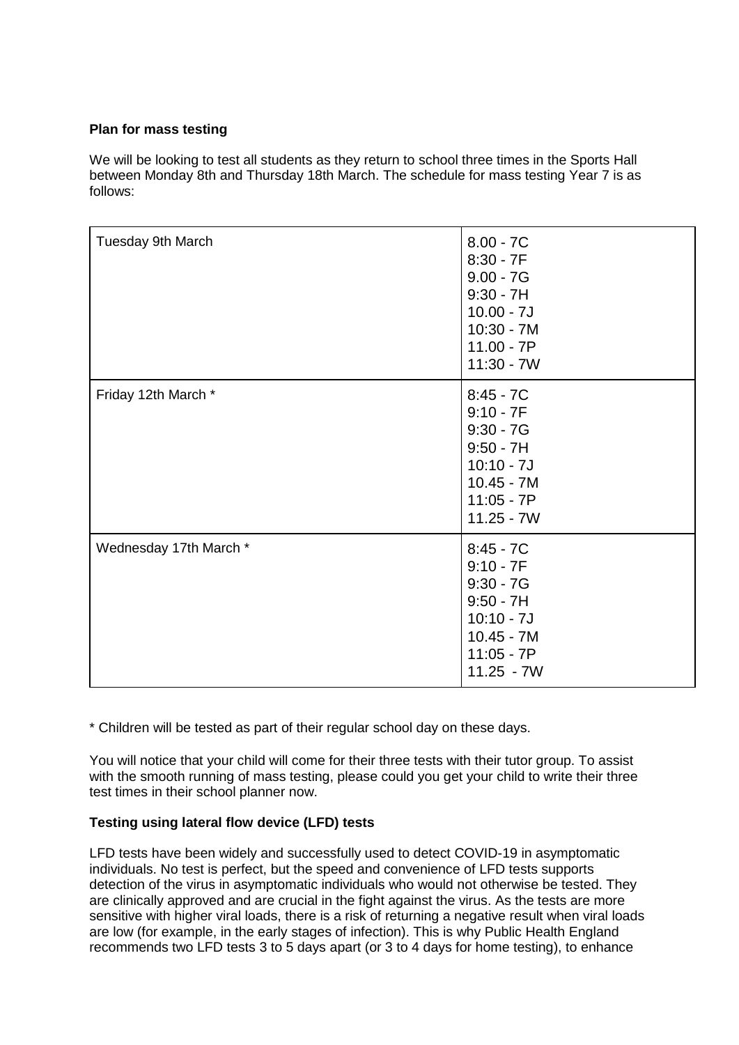**Plan for mass testing**

We will be looking to test all students as they return to school three times in the Sports Hall between Monday 8th and Thursday 18th March. The schedule for mass testing Year 7 is as follows:

| | |
|---|---|
| Tuesday 9th March | 8.00 - 7C<br>8:30 - 7F<br>9.00 - 7G<br>9:30 - 7H<br>10.00 - 7J<br>10:30 - 7M<br>11.00 - 7P<br>11:30 - 7W |
| Friday 12th March * | 8:45 - 7C<br>9:10 - 7F<br>9:30 - 7G<br>9:50 - 7H<br>10:10 - 7J<br>10.45 - 7M<br>11:05 - 7P<br>11.25 - 7W |
| Wednesday 17th March * | 8:45 - 7C<br>9:10 - 7F<br>9:30 - 7G<br>9:50 - 7H<br>10:10 - 7J<br>10.45 - 7M<br>11:05 - 7P<br>11.25 - 7W |

* Children will be tested as part of their regular school day on these days.

You will notice that your child will come for their three tests with their tutor group. To assist with the smooth running of mass testing, please could you get your child to write their three test times in their school planner now.

**Testing using lateral flow device (LFD) tests**

LFD tests have been widely and successfully used to detect COVID-19 in asymptomatic individuals. No test is perfect, but the speed and convenience of LFD tests supports detection of the virus in asymptomatic individuals who would not otherwise be tested. They are clinically approved and are crucial in the fight against the virus. As the tests are more sensitive with higher viral loads, there is a risk of returning a negative result when viral loads are low (for example, in the early stages of infection). This is why Public Health England recommends two LFD tests 3 to 5 days apart (or 3 to 4 days for home testing), to enhance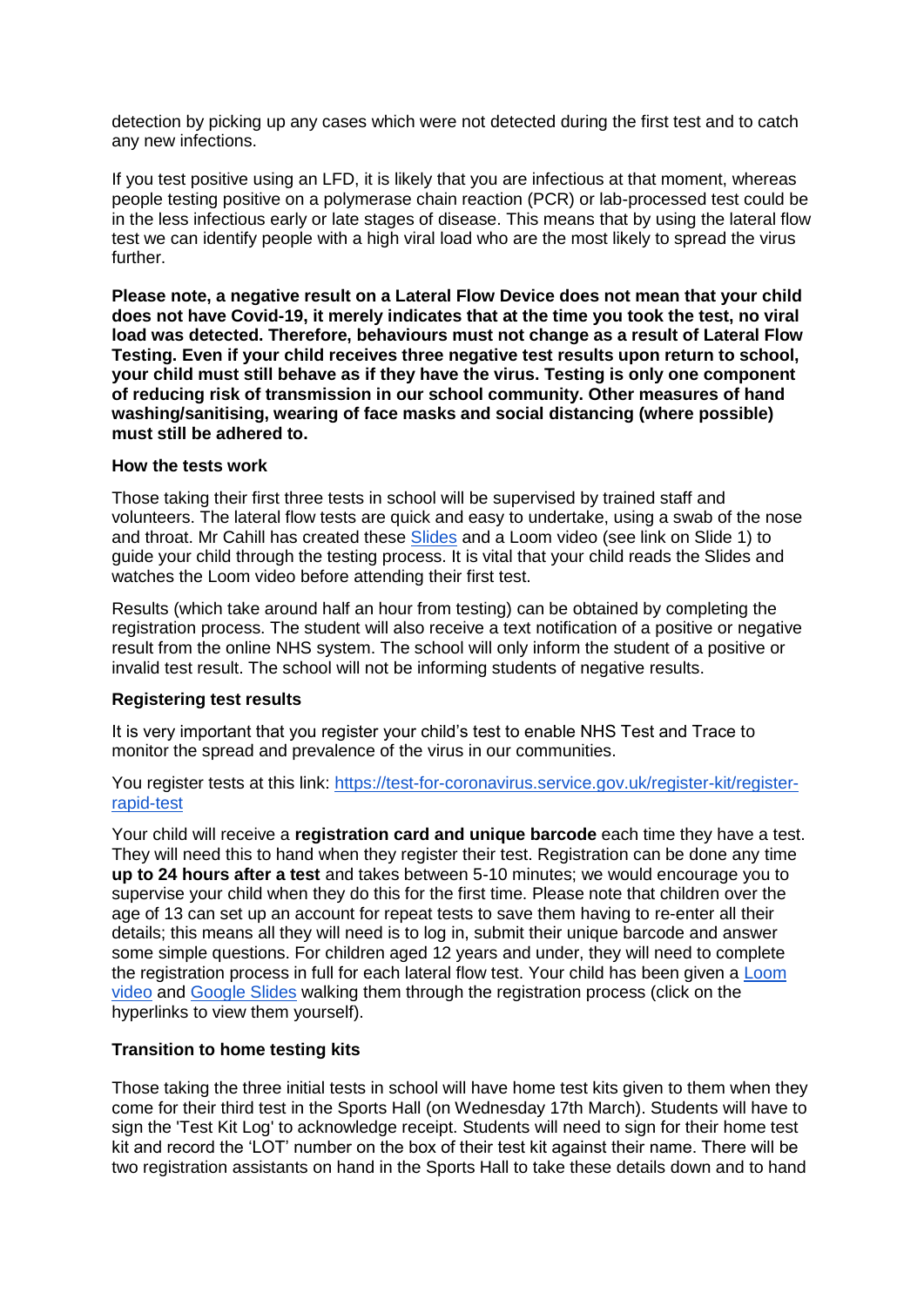detection by picking up any cases which were not detected during the first test and to catch any new infections.

If you test positive using an LFD, it is likely that you are infectious at that moment, whereas people testing positive on a polymerase chain reaction (PCR) or lab-processed test could be in the less infectious early or late stages of disease. This means that by using the lateral flow test we can identify people with a high viral load who are the most likely to spread the virus further.

**Please note, a negative result on a Lateral Flow Device does not mean that your child does not have Covid-19, it merely indicates that at the time you took the test, no viral load was detected. Therefore, behaviours must not change as a result of Lateral Flow Testing. Even if your child receives three negative test results upon return to school, your child must still behave as if they have the virus. Testing is only one component of reducing risk of transmission in our school community. Other measures of hand washing/sanitising, wearing of face masks and social distancing (where possible) must still be adhered to.**

**How the tests work**

Those taking their first three tests in school will be supervised by trained staff and volunteers. The lateral flow tests are quick and easy to undertake, using a swab of the nose and throat. Mr Cahill has created these [Slides] and a Loom video (see link on Slide 1) to guide your child through the testing process. It is vital that your child reads the Slides and watches the Loom video before attending their first test.

Results (which take around half an hour from testing) can be obtained by completing the registration process. The student will also receive a text notification of a positive or negative result from the online NHS system. The school will only inform the student of a positive or invalid test result. The school will not be informing students of negative results.

**Registering test results**

It is very important that you register your child's test to enable NHS Test and Trace to monitor the spread and prevalence of the virus in our communities.

You register tests at this link: https://test-for-coronavirus.service.gov.uk/register-kit/register-rapid-test

Your child will receive a **registration card and unique barcode** each time they have a test. They will need this to hand when they register their test. Registration can be done any time **up to 24 hours after a test** and takes between 5-10 minutes; we would encourage you to supervise your child when they do this for the first time. Please note that children over the age of 13 can set up an account for repeat tests to save them having to re-enter all their details; this means all they will need is to log in, submit their unique barcode and answer some simple questions. For children aged 12 years and under, they will need to complete the registration process in full for each lateral flow test. Your child has been given a Loom video and Google Slides walking them through the registration process (click on the hyperlinks to view them yourself).

**Transition to home testing kits**

Those taking the three initial tests in school will have home test kits given to them when they come for their third test in the Sports Hall (on Wednesday 17th March). Students will have to sign the 'Test Kit Log' to acknowledge receipt. Students will need to sign for their home test kit and record the 'LOT' number on the box of their test kit against their name. There will be two registration assistants on hand in the Sports Hall to take these details down and to hand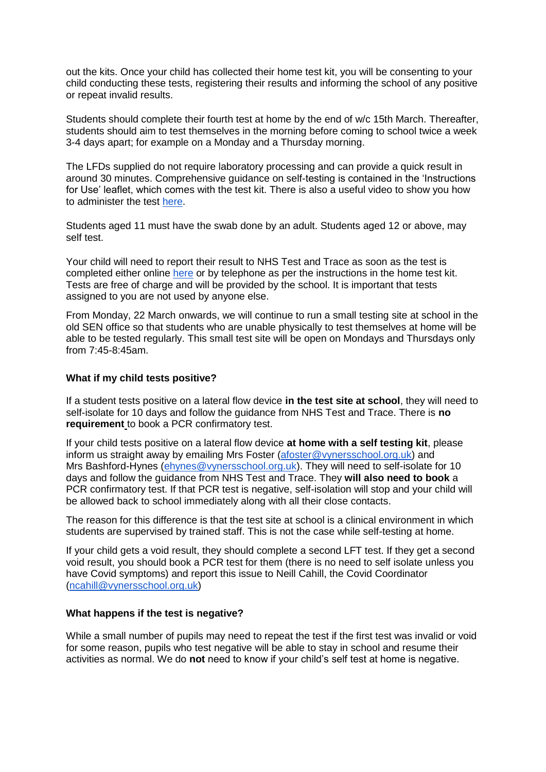out the kits. Once your child has collected their home test kit, you will be consenting to your child conducting these tests, registering their results and informing the school of any positive or repeat invalid results.

Students should complete their fourth test at home by the end of w/c 15th March. Thereafter, students should aim to test themselves in the morning before coming to school twice a week 3-4 days apart; for example on a Monday and a Thursday morning.

The LFDs supplied do not require laboratory processing and can provide a quick result in around 30 minutes. Comprehensive guidance on self-testing is contained in the 'Instructions for Use' leaflet, which comes with the test kit. There is also a useful video to show you how to administer the test here.

Students aged 11 must have the swab done by an adult. Students aged 12 or above, may self test.

Your child will need to report their result to NHS Test and Trace as soon as the test is completed either online here or by telephone as per the instructions in the home test kit. Tests are free of charge and will be provided by the school. It is important that tests assigned to you are not used by anyone else.

From Monday, 22 March onwards, we will continue to run a small testing site at school in the old SEN office so that students who are unable physically to test themselves at home will be able to be tested regularly. This small test site will be open on Mondays and Thursdays only from 7:45-8:45am.

**What if my child tests positive?**

If a student tests positive on a lateral flow device **in the test site at school**, they will need to self-isolate for 10 days and follow the guidance from NHS Test and Trace. There is **no requirement** to book a PCR confirmatory test.

If your child tests positive on a lateral flow device **at home with a self testing kit**, please inform us straight away by emailing Mrs Foster (afoster@vynersschool.org.uk) and Mrs Bashford-Hynes (ehynes@vynersschool.org.uk). They will need to self-isolate for 10 days and follow the guidance from NHS Test and Trace. They **will also need to book** a PCR confirmatory test. If that PCR test is negative, self-isolation will stop and your child will be allowed back to school immediately along with all their close contacts.

The reason for this difference is that the test site at school is a clinical environment in which students are supervised by trained staff. This is not the case while self-testing at home.

If your child gets a void result, they should complete a second LFT test. If they get a second void result, you should book a PCR test for them (there is no need to self isolate unless you have Covid symptoms) and report this issue to Neill Cahill, the Covid Coordinator (ncahill@vynersschool.org.uk)

**What happens if the test is negative?**

While a small number of pupils may need to repeat the test if the first test was invalid or void for some reason, pupils who test negative will be able to stay in school and resume their activities as normal. We do **not** need to know if your child's self test at home is negative.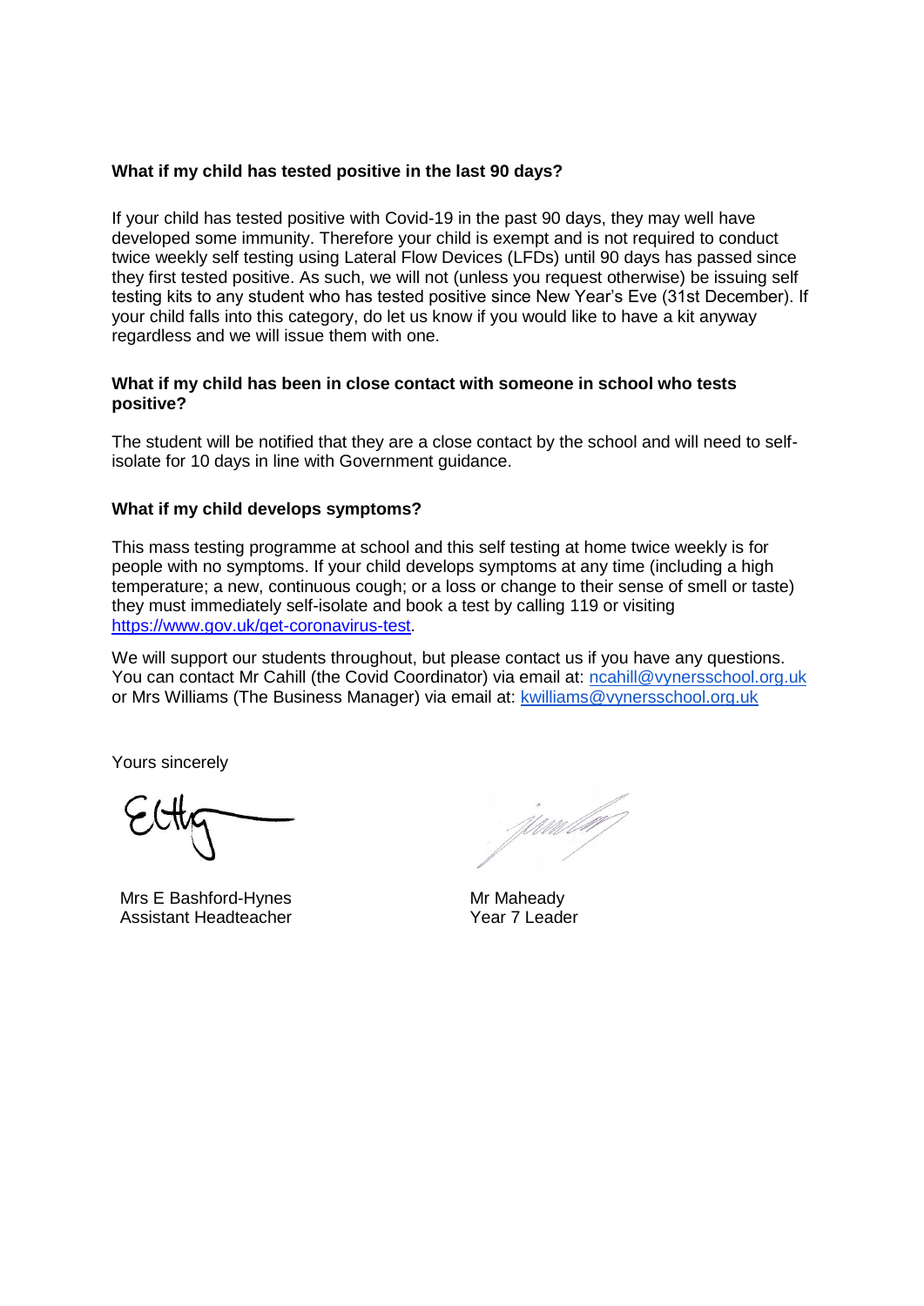**What if my child has tested positive in the last 90 days?**

If your child has tested positive with Covid-19 in the past 90 days, they may well have developed some immunity. Therefore your child is exempt and is not required to conduct twice weekly self testing using Lateral Flow Devices (LFDs) until 90 days has passed since they first tested positive. As such, we will not (unless you request otherwise) be issuing self testing kits to any student who has tested positive since New Year's Eve (31st December). If your child falls into this category, do let us know if you would like to have a kit anyway regardless and we will issue them with one.

**What if my child has been in close contact with someone in school who tests positive?**

The student will be notified that they are a close contact by the school and will need to self-isolate for 10 days in line with Government guidance.

**What if my child develops symptoms?**

This mass testing programme at school and this self testing at home twice weekly is for people with no symptoms. If your child develops symptoms at any time (including a high temperature; a new, continuous cough; or a loss or change to their sense of smell or taste) they must immediately self-isolate and book a test by calling 119 or visiting https://www.gov.uk/get-coronavirus-test.

We will support our students throughout, but please contact us if you have any questions. You can contact Mr Cahill (the Covid Coordinator) via email at: ncahill@vynersschool.org.uk or Mrs Williams (The Business Manager) via email at: kwilliams@vynersschool.org.uk

Yours sincerely

Mrs E Bashford-Hynes
Assistant Headteacher

Mr Maheady
Year 7 Leader